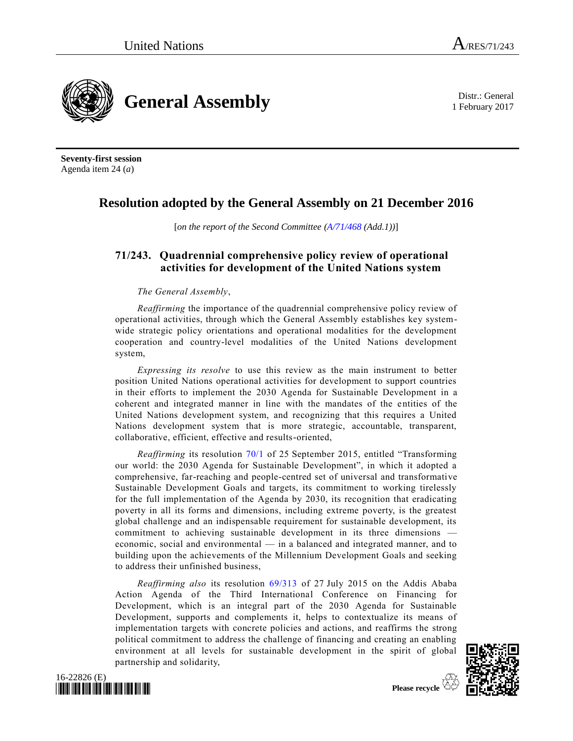United Nations A/RES/71/243

# General Assembly

Distr.: General
1 February 2017

**Seventy-first session**
Agenda item 24 (*a*)

## Resolution adopted by the General Assembly on 21 December 2016

[*on the report of the Second Committee (A/71/468 (Add.1))*]

### 71/243. Quadrennial comprehensive policy review of operational activities for development of the United Nations system

*The General Assembly*,

*Reaffirming* the importance of the quadrennial comprehensive policy review of operational activities, through which the General Assembly establishes key system-wide strategic policy orientations and operational modalities for the development cooperation and country-level modalities of the United Nations development system,

*Expressing its resolve* to use this review as the main instrument to better position United Nations operational activities for development to support countries in their efforts to implement the 2030 Agenda for Sustainable Development in a coherent and integrated manner in line with the mandates of the entities of the United Nations development system, and recognizing that this requires a United Nations development system that is more strategic, accountable, transparent, collaborative, efficient, effective and results-oriented,

*Reaffirming* its resolution 70/1 of 25 September 2015, entitled "Transforming our world: the 2030 Agenda for Sustainable Development", in which it adopted a comprehensive, far-reaching and people-centred set of universal and transformative Sustainable Development Goals and targets, its commitment to working tirelessly for the full implementation of the Agenda by 2030, its recognition that eradicating poverty in all its forms and dimensions, including extreme poverty, is the greatest global challenge and an indispensable requirement for sustainable development, its commitment to achieving sustainable development in its three dimensions — economic, social and environmental — in a balanced and integrated manner, and to building upon the achievements of the Millennium Development Goals and seeking to address their unfinished business,

*Reaffirming also* its resolution 69/313 of 27 July 2015 on the Addis Ababa Action Agenda of the Third International Conference on Financing for Development, which is an integral part of the 2030 Agenda for Sustainable Development, supports and complements it, helps to contextualize its means of implementation targets with concrete policies and actions, and reaffirms the strong political commitment to address the challenge of financing and creating an enabling environment at all levels for sustainable development in the spirit of global partnership and solidarity,

16-22826 (E)

Please recycle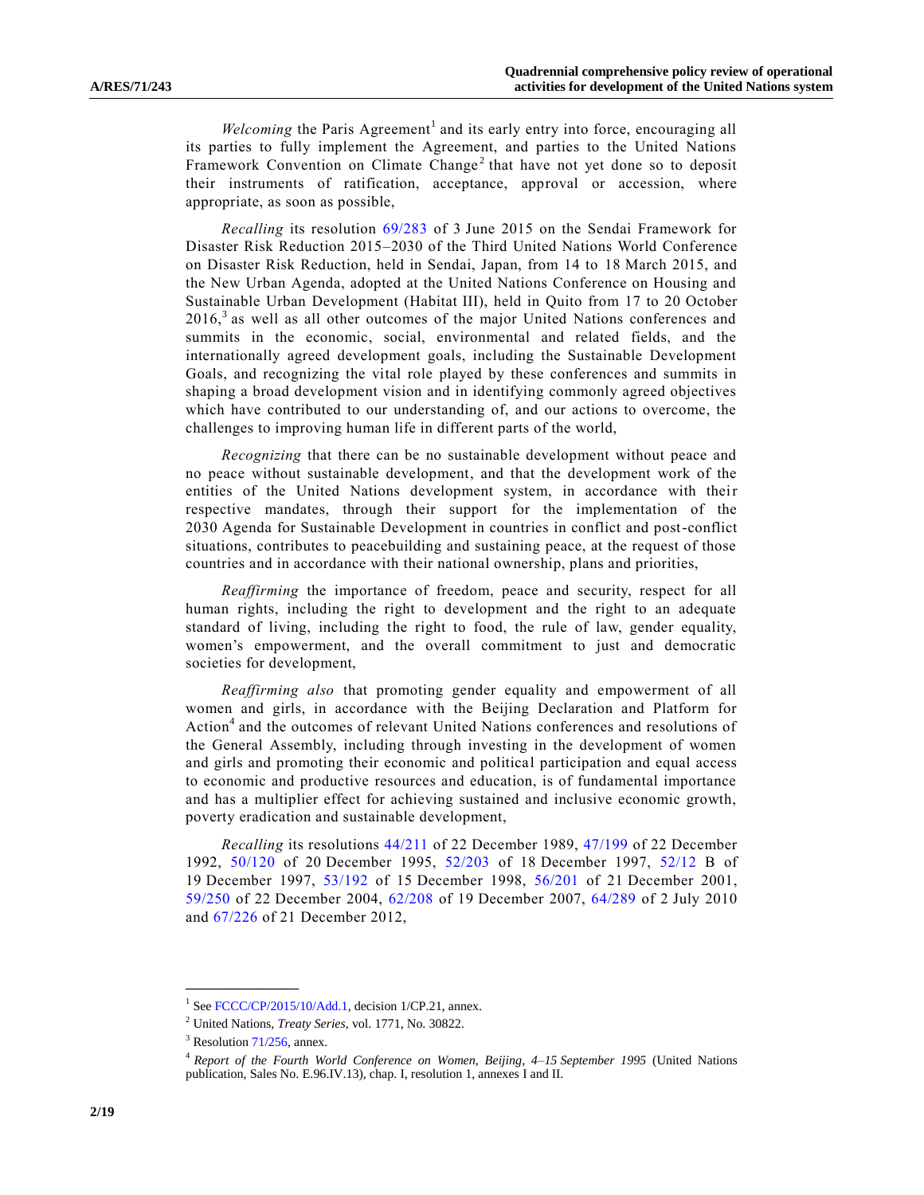*Welcoming* the Paris Agreement[1] and its early entry into force, encouraging all its parties to fully implement the Agreement, and parties to the United Nations Framework Convention on Climate Change[2] that have not yet done so to deposit their instruments of ratification, acceptance, approval or accession, where appropriate, as soon as possible,

*Recalling* its resolution 69/283 of 3 June 2015 on the Sendai Framework for Disaster Risk Reduction 2015–2030 of the Third United Nations World Conference on Disaster Risk Reduction, held in Sendai, Japan, from 14 to 18 March 2015, and the New Urban Agenda, adopted at the United Nations Conference on Housing and Sustainable Urban Development (Habitat III), held in Quito from 17 to 20 October 2016,[3] as well as all other outcomes of the major United Nations conferences and summits in the economic, social, environmental and related fields, and the internationally agreed development goals, including the Sustainable Development Goals, and recognizing the vital role played by these conferences and summits in shaping a broad development vision and in identifying commonly agreed objectives which have contributed to our understanding of, and our actions to overcome, the challenges to improving human life in different parts of the world,

*Recognizing* that there can be no sustainable development without peace and no peace without sustainable development, and that the development work of the entities of the United Nations development system, in accordance with their respective mandates, through their support for the implementation of the 2030 Agenda for Sustainable Development in countries in conflict and post-conflict situations, contributes to peacebuilding and sustaining peace, at the request of those countries and in accordance with their national ownership, plans and priorities,

*Reaffirming* the importance of freedom, peace and security, respect for all human rights, including the right to development and the right to an adequate standard of living, including the right to food, the rule of law, gender equality, women's empowerment, and the overall commitment to just and democratic societies for development,

*Reaffirming also* that promoting gender equality and empowerment of all women and girls, in accordance with the Beijing Declaration and Platform for Action[4] and the outcomes of relevant United Nations conferences and resolutions of the General Assembly, including through investing in the development of women and girls and promoting their economic and political participation and equal access to economic and productive resources and education, is of fundamental importance and has a multiplier effect for achieving sustained and inclusive economic growth, poverty eradication and sustainable development,

*Recalling* its resolutions 44/211 of 22 December 1989, 47/199 of 22 December 1992, 50/120 of 20 December 1995, 52/203 of 18 December 1997, 52/12 B of 19 December 1997, 53/192 of 15 December 1998, 56/201 of 21 December 2001, 59/250 of 22 December 2004, 62/208 of 19 December 2007, 64/289 of 2 July 2010 and 67/226 of 21 December 2012,

---

[1] See FCCC/CP/2015/10/Add.1, decision 1/CP.21, annex.

[2] United Nations, *Treaty Series*, vol. 1771, No. 30822.

[3] Resolution 71/256, annex.

[4] *Report of the Fourth World Conference on Women, Beijing, 4–15 September 1995* (United Nations publication, Sales No. E.96.IV.13), chap. I, resolution 1, annexes I and II.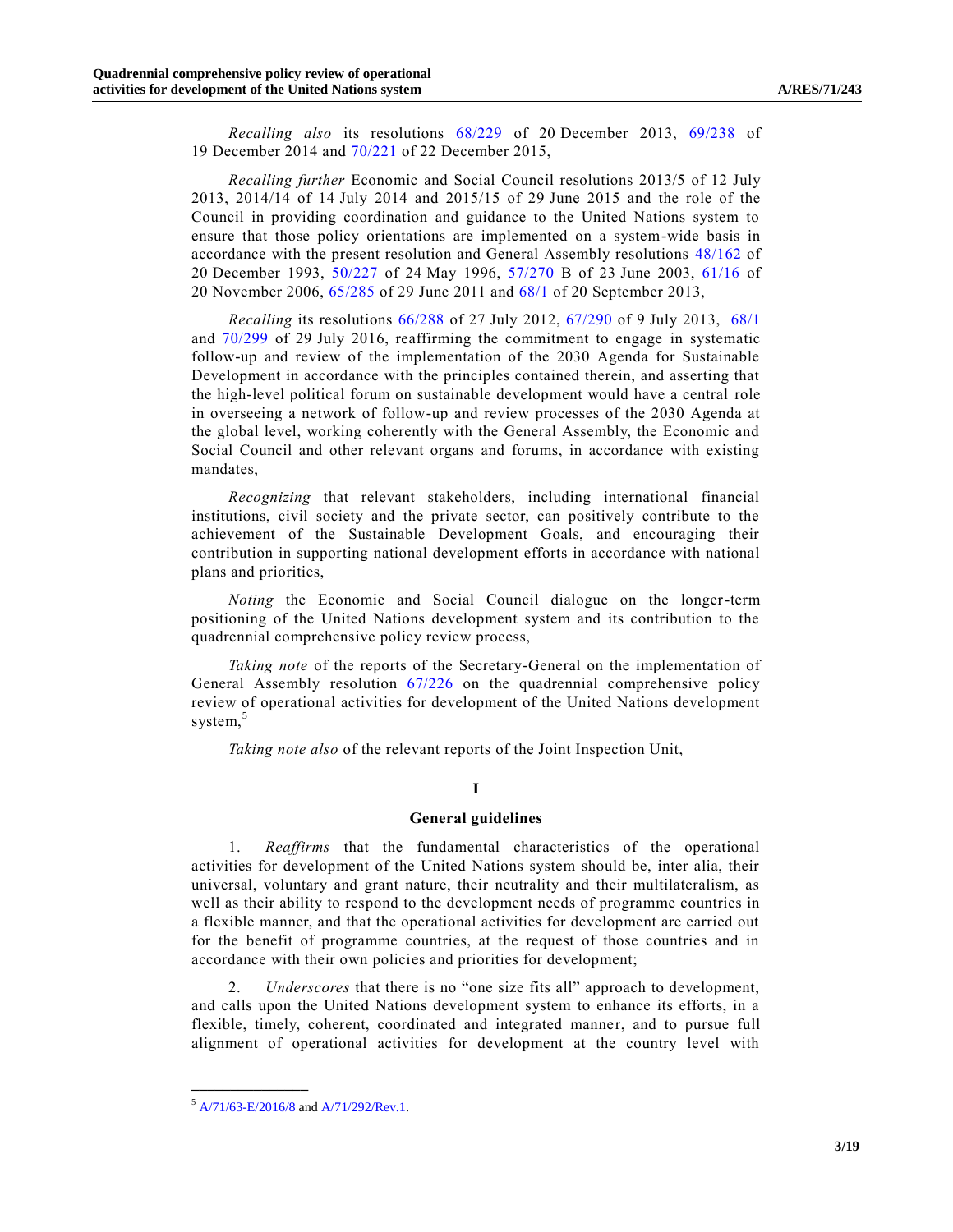*Recalling also* its resolutions 68/229 of 20 December 2013, 69/238 of 19 December 2014 and 70/221 of 22 December 2015,

*Recalling further* Economic and Social Council resolutions 2013/5 of 12 July 2013, 2014/14 of 14 July 2014 and 2015/15 of 29 June 2015 and the role of the Council in providing coordination and guidance to the United Nations system to ensure that those policy orientations are implemented on a system-wide basis in accordance with the present resolution and General Assembly resolutions 48/162 of 20 December 1993, 50/227 of 24 May 1996, 57/270 B of 23 June 2003, 61/16 of 20 November 2006, 65/285 of 29 June 2011 and 68/1 of 20 September 2013,

*Recalling* its resolutions 66/288 of 27 July 2012, 67/290 of 9 July 2013, 68/1 and 70/299 of 29 July 2016, reaffirming the commitment to engage in systematic follow-up and review of the implementation of the 2030 Agenda for Sustainable Development in accordance with the principles contained therein, and asserting that the high-level political forum on sustainable development would have a central role in overseeing a network of follow-up and review processes of the 2030 Agenda at the global level, working coherently with the General Assembly, the Economic and Social Council and other relevant organs and forums, in accordance with existing mandates,

*Recognizing* that relevant stakeholders, including international financial institutions, civil society and the private sector, can positively contribute to the achievement of the Sustainable Development Goals, and encouraging their contribution in supporting national development efforts in accordance with national plans and priorities,

*Noting* the Economic and Social Council dialogue on the longer-term positioning of the United Nations development system and its contribution to the quadrennial comprehensive policy review process,

*Taking note* of the reports of the Secretary-General on the implementation of General Assembly resolution 67/226 on the quadrennial comprehensive policy review of operational activities for development of the United Nations development system,[5]

*Taking note also* of the relevant reports of the Joint Inspection Unit,

## I

## General guidelines

1. *Reaffirms* that the fundamental characteristics of the operational activities for development of the United Nations system should be, inter alia, their universal, voluntary and grant nature, their neutrality and their multilateralism, as well as their ability to respond to the development needs of programme countries in a flexible manner, and that the operational activities for development are carried out for the benefit of programme countries, at the request of those countries and in accordance with their own policies and priorities for development;

2. *Underscores* that there is no "one size fits all" approach to development, and calls upon the United Nations development system to enhance its efforts, in a flexible, timely, coherent, coordinated and integrated manner, and to pursue full alignment of operational activities for development at the country level with

---

[5] A/71/63-E/2016/8 and A/71/292/Rev.1.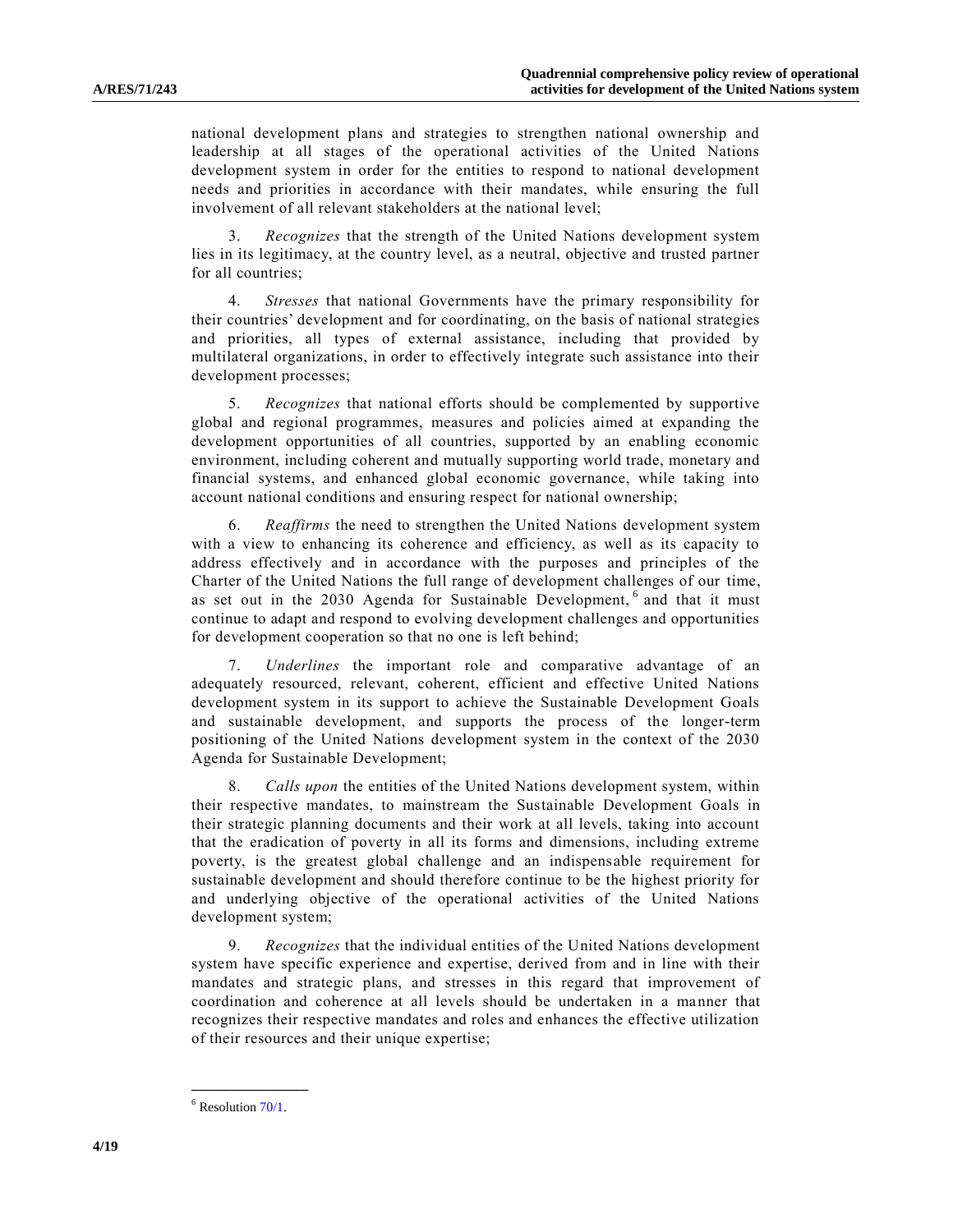national development plans and strategies to strengthen national ownership and leadership at all stages of the operational activities of the United Nations development system in order for the entities to respond to national development needs and priorities in accordance with their mandates, while ensuring the full involvement of all relevant stakeholders at the national level;

3. *Recognizes* that the strength of the United Nations development system lies in its legitimacy, at the country level, as a neutral, objective and trusted partner for all countries;

4. *Stresses* that national Governments have the primary responsibility for their countries' development and for coordinating, on the basis of national strategies and priorities, all types of external assistance, including that provided by multilateral organizations, in order to effectively integrate such assistance into their development processes;

5. *Recognizes* that national efforts should be complemented by supportive global and regional programmes, measures and policies aimed at expanding the development opportunities of all countries, supported by an enabling economic environment, including coherent and mutually supporting world trade, monetary and financial systems, and enhanced global economic governance, while taking into account national conditions and ensuring respect for national ownership;

6. *Reaffirms* the need to strengthen the United Nations development system with a view to enhancing its coherence and efficiency, as well as its capacity to address effectively and in accordance with the purposes and principles of the Charter of the United Nations the full range of development challenges of our time, as set out in the 2030 Agenda for Sustainable Development,[6] and that it must continue to adapt and respond to evolving development challenges and opportunities for development cooperation so that no one is left behind;

7. *Underlines* the important role and comparative advantage of an adequately resourced, relevant, coherent, efficient and effective United Nations development system in its support to achieve the Sustainable Development Goals and sustainable development, and supports the process of the longer-term positioning of the United Nations development system in the context of the 2030 Agenda for Sustainable Development;

8. *Calls upon* the entities of the United Nations development system, within their respective mandates, to mainstream the Sustainable Development Goals in their strategic planning documents and their work at all levels, taking into account that the eradication of poverty in all its forms and dimensions, including extreme poverty, is the greatest global challenge and an indispensable requirement for sustainable development and should therefore continue to be the highest priority for and underlying objective of the operational activities of the United Nations development system;

9. *Recognizes* that the individual entities of the United Nations development system have specific experience and expertise, derived from and in line with their mandates and strategic plans, and stresses in this regard that improvement of coordination and coherence at all levels should be undertaken in a manner that recognizes their respective mandates and roles and enhances the effective utilization of their resources and their unique expertise;

---

[6] Resolution 70/1.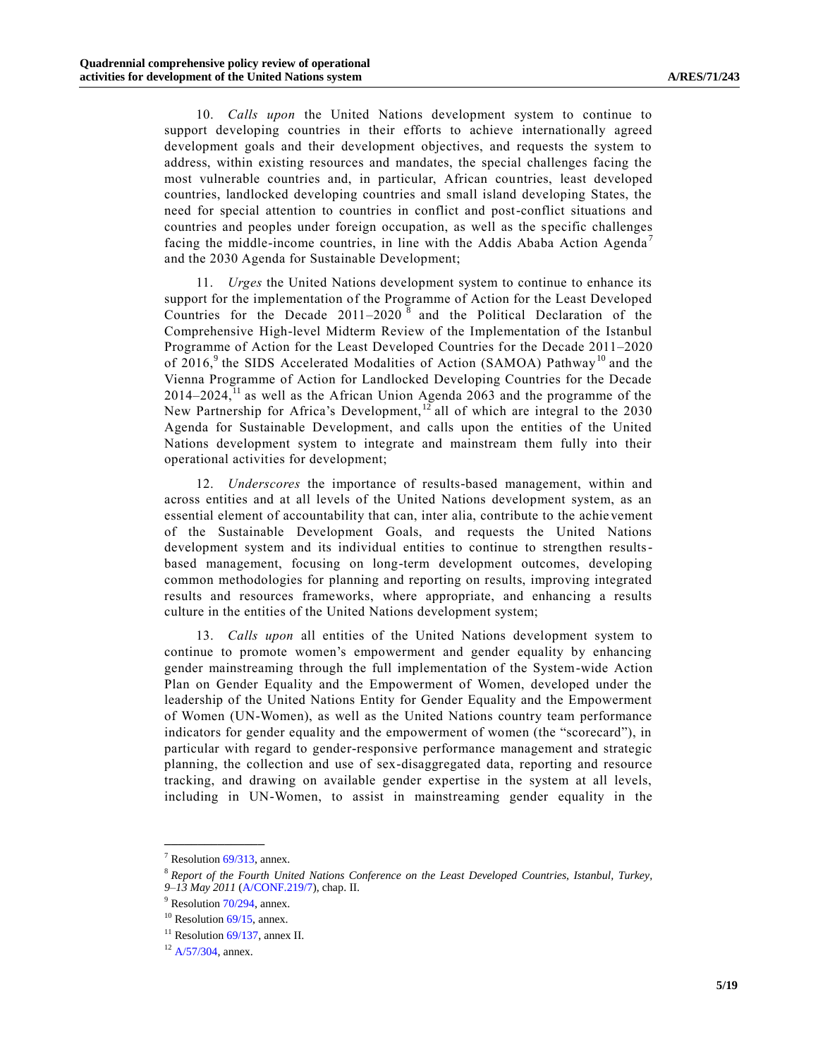10. *Calls upon* the United Nations development system to continue to support developing countries in their efforts to achieve internationally agreed development goals and their development objectives, and requests the system to address, within existing resources and mandates, the special challenges facing the most vulnerable countries and, in particular, African countries, least developed countries, landlocked developing countries and small island developing States, the need for special attention to countries in conflict and post-conflict situations and countries and peoples under foreign occupation, as well as the specific challenges facing the middle-income countries, in line with the Addis Ababa Action Agenda[7] and the 2030 Agenda for Sustainable Development;

11. *Urges* the United Nations development system to continue to enhance its support for the implementation of the Programme of Action for the Least Developed Countries for the Decade 2011–2020[8] and the Political Declaration of the Comprehensive High-level Midterm Review of the Implementation of the Istanbul Programme of Action for the Least Developed Countries for the Decade 2011–2020 of 2016,[9] the SIDS Accelerated Modalities of Action (SAMOA) Pathway[10] and the Vienna Programme of Action for Landlocked Developing Countries for the Decade 2014–2024,[11] as well as the African Union Agenda 2063 and the programme of the New Partnership for Africa's Development,[12] all of which are integral to the 2030 Agenda for Sustainable Development, and calls upon the entities of the United Nations development system to integrate and mainstream them fully into their operational activities for development;

12. *Underscores* the importance of results-based management, within and across entities and at all levels of the United Nations development system, as an essential element of accountability that can, inter alia, contribute to the achievement of the Sustainable Development Goals, and requests the United Nations development system and its individual entities to continue to strengthen results-based management, focusing on long-term development outcomes, developing common methodologies for planning and reporting on results, improving integrated results and resources frameworks, where appropriate, and enhancing a results culture in the entities of the United Nations development system;

13. *Calls upon* all entities of the United Nations development system to continue to promote women's empowerment and gender equality by enhancing gender mainstreaming through the full implementation of the System-wide Action Plan on Gender Equality and the Empowerment of Women, developed under the leadership of the United Nations Entity for Gender Equality and the Empowerment of Women (UN-Women), as well as the United Nations country team performance indicators for gender equality and the empowerment of women (the "scorecard"), in particular with regard to gender-responsive performance management and strategic planning, the collection and use of sex-disaggregated data, reporting and resource tracking, and drawing on available gender expertise in the system at all levels, including in UN-Women, to assist in mainstreaming gender equality in the

---

[7] Resolution 69/313, annex.

[8] *Report of the Fourth United Nations Conference on the Least Developed Countries, Istanbul, Turkey, 9–13 May 2011* (A/CONF.219/7), chap. II.

[9] Resolution 70/294, annex.

[10] Resolution 69/15, annex.

[11] Resolution 69/137, annex II.

[12] A/57/304, annex.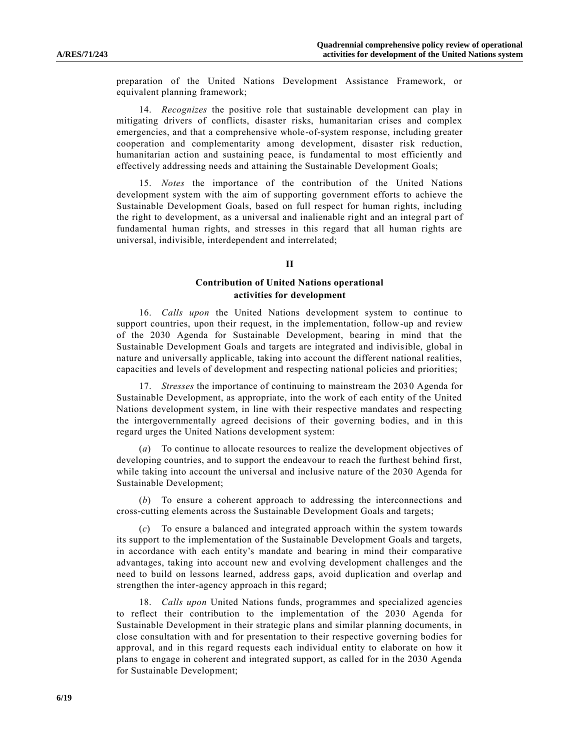preparation of the United Nations Development Assistance Framework, or equivalent planning framework;

14. *Recognizes* the positive role that sustainable development can play in mitigating drivers of conflicts, disaster risks, humanitarian crises and complex emergencies, and that a comprehensive whole-of-system response, including greater cooperation and complementarity among development, disaster risk reduction, humanitarian action and sustaining peace, is fundamental to most efficiently and effectively addressing needs and attaining the Sustainable Development Goals;

15. *Notes* the importance of the contribution of the United Nations development system with the aim of supporting government efforts to achieve the Sustainable Development Goals, based on full respect for human rights, including the right to development, as a universal and inalienable right and an integral part of fundamental human rights, and stresses in this regard that all human rights are universal, indivisible, interdependent and interrelated;

## II

## Contribution of United Nations operational activities for development

16. *Calls upon* the United Nations development system to continue to support countries, upon their request, in the implementation, follow-up and review of the 2030 Agenda for Sustainable Development, bearing in mind that the Sustainable Development Goals and targets are integrated and indivisible, global in nature and universally applicable, taking into account the different national realities, capacities and levels of development and respecting national policies and priorities;

17. *Stresses* the importance of continuing to mainstream the 2030 Agenda for Sustainable Development, as appropriate, into the work of each entity of the United Nations development system, in line with their respective mandates and respecting the intergovernmentally agreed decisions of their governing bodies, and in this regard urges the United Nations development system:

(*a*) To continue to allocate resources to realize the development objectives of developing countries, and to support the endeavour to reach the furthest behind first, while taking into account the universal and inclusive nature of the 2030 Agenda for Sustainable Development;

(*b*) To ensure a coherent approach to addressing the interconnections and cross-cutting elements across the Sustainable Development Goals and targets;

(*c*) To ensure a balanced and integrated approach within the system towards its support to the implementation of the Sustainable Development Goals and targets, in accordance with each entity's mandate and bearing in mind their comparative advantages, taking into account new and evolving development challenges and the need to build on lessons learned, address gaps, avoid duplication and overlap and strengthen the inter-agency approach in this regard;

18. *Calls upon* United Nations funds, programmes and specialized agencies to reflect their contribution to the implementation of the 2030 Agenda for Sustainable Development in their strategic plans and similar planning documents, in close consultation with and for presentation to their respective governing bodies for approval, and in this regard requests each individual entity to elaborate on how it plans to engage in coherent and integrated support, as called for in the 2030 Agenda for Sustainable Development;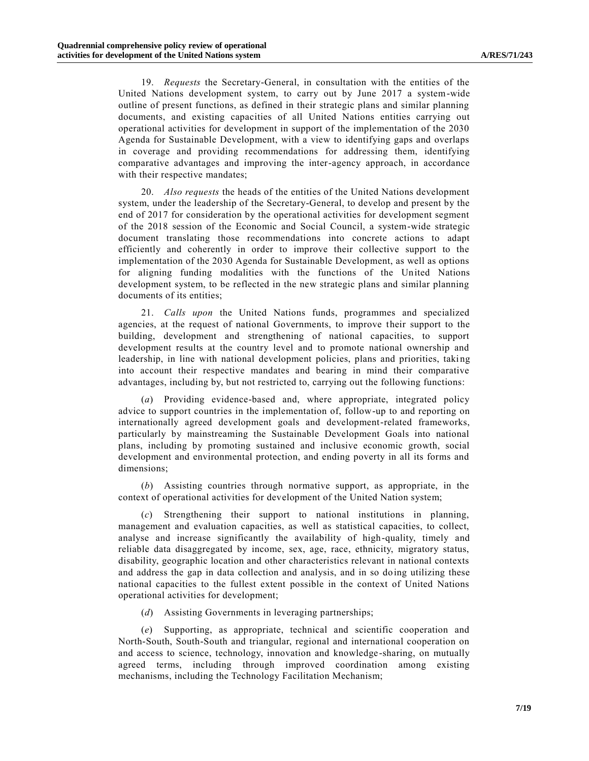19. *Requests* the Secretary-General, in consultation with the entities of the United Nations development system, to carry out by June 2017 a system-wide outline of present functions, as defined in their strategic plans and similar planning documents, and existing capacities of all United Nations entities carrying out operational activities for development in support of the implementation of the 2030 Agenda for Sustainable Development, with a view to identifying gaps and overlaps in coverage and providing recommendations for addressing them, identifying comparative advantages and improving the inter-agency approach, in accordance with their respective mandates;

20. *Also requests* the heads of the entities of the United Nations development system, under the leadership of the Secretary-General, to develop and present by the end of 2017 for consideration by the operational activities for development segment of the 2018 session of the Economic and Social Council, a system-wide strategic document translating those recommendations into concrete actions to adapt efficiently and coherently in order to improve their collective support to the implementation of the 2030 Agenda for Sustainable Development, as well as options for aligning funding modalities with the functions of the United Nations development system, to be reflected in the new strategic plans and similar planning documents of its entities;

21. *Calls upon* the United Nations funds, programmes and specialized agencies, at the request of national Governments, to improve their support to the building, development and strengthening of national capacities, to support development results at the country level and to promote national ownership and leadership, in line with national development policies, plans and priorities, taking into account their respective mandates and bearing in mind their comparative advantages, including by, but not restricted to, carrying out the following functions:

(*a*) Providing evidence-based and, where appropriate, integrated policy advice to support countries in the implementation of, follow-up to and reporting on internationally agreed development goals and development-related frameworks, particularly by mainstreaming the Sustainable Development Goals into national plans, including by promoting sustained and inclusive economic growth, social development and environmental protection, and ending poverty in all its forms and dimensions;

(*b*) Assisting countries through normative support, as appropriate, in the context of operational activities for development of the United Nation system;

(*c*) Strengthening their support to national institutions in planning, management and evaluation capacities, as well as statistical capacities, to collect, analyse and increase significantly the availability of high-quality, timely and reliable data disaggregated by income, sex, age, race, ethnicity, migratory status, disability, geographic location and other characteristics relevant in national contexts and address the gap in data collection and analysis, and in so doing utilizing these national capacities to the fullest extent possible in the context of United Nations operational activities for development;

(*d*) Assisting Governments in leveraging partnerships;

(*e*) Supporting, as appropriate, technical and scientific cooperation and North-South, South-South and triangular, regional and international cooperation on and access to science, technology, innovation and knowledge-sharing, on mutually agreed terms, including through improved coordination among existing mechanisms, including the Technology Facilitation Mechanism;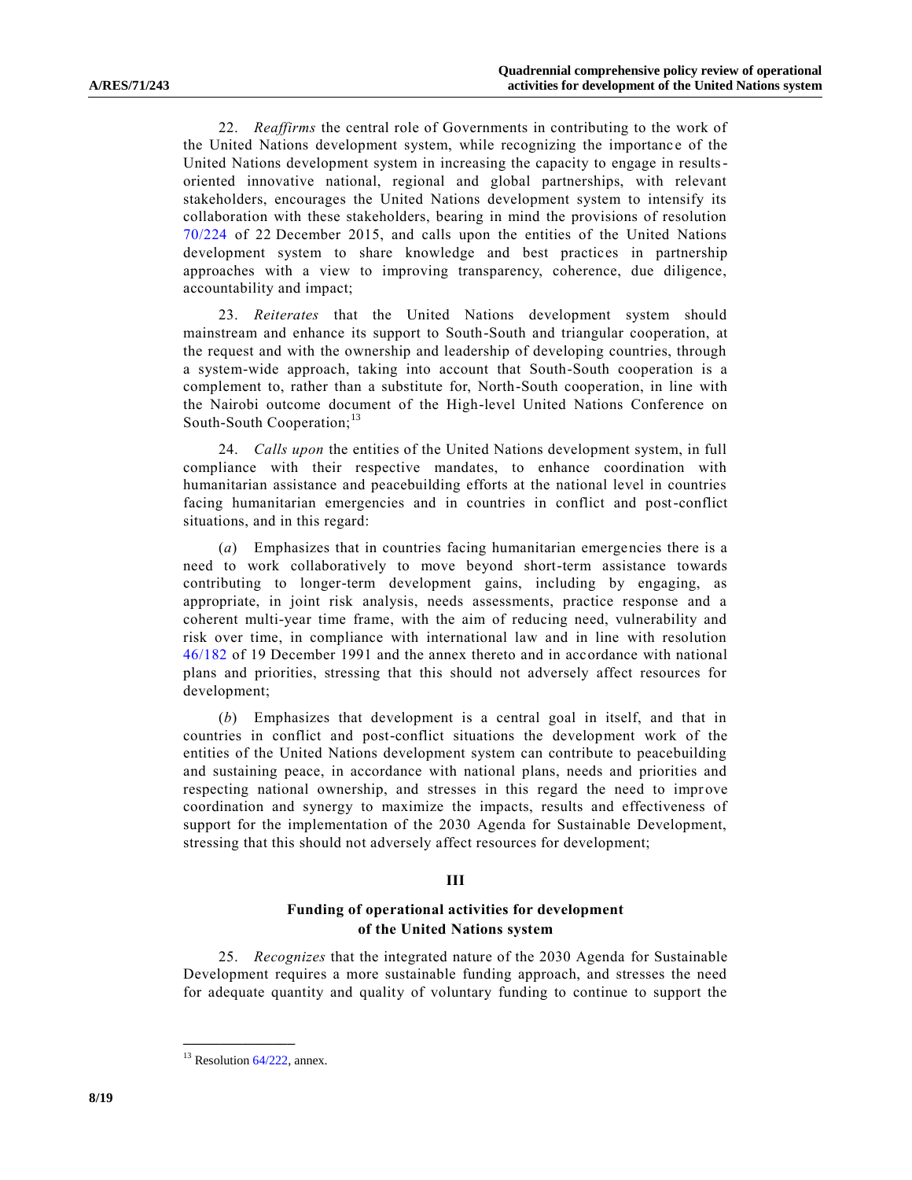22. *Reaffirms* the central role of Governments in contributing to the work of the United Nations development system, while recognizing the importance of the United Nations development system in increasing the capacity to engage in results-oriented innovative national, regional and global partnerships, with relevant stakeholders, encourages the United Nations development system to intensify its collaboration with these stakeholders, bearing in mind the provisions of resolution 70/224 of 22 December 2015, and calls upon the entities of the United Nations development system to share knowledge and best practices in partnership approaches with a view to improving transparency, coherence, due diligence, accountability and impact;

23. *Reiterates* that the United Nations development system should mainstream and enhance its support to South-South and triangular cooperation, at the request and with the ownership and leadership of developing countries, through a system-wide approach, taking into account that South-South cooperation is a complement to, rather than a substitute for, North-South cooperation, in line with the Nairobi outcome document of the High-level United Nations Conference on South-South Cooperation;[13]

24. *Calls upon* the entities of the United Nations development system, in full compliance with their respective mandates, to enhance coordination with humanitarian assistance and peacebuilding efforts at the national level in countries facing humanitarian emergencies and in countries in conflict and post-conflict situations, and in this regard:

(*a*) Emphasizes that in countries facing humanitarian emergencies there is a need to work collaboratively to move beyond short-term assistance towards contributing to longer-term development gains, including by engaging, as appropriate, in joint risk analysis, needs assessments, practice response and a coherent multi-year time frame, with the aim of reducing need, vulnerability and risk over time, in compliance with international law and in line with resolution 46/182 of 19 December 1991 and the annex thereto and in accordance with national plans and priorities, stressing that this should not adversely affect resources for development;

(*b*) Emphasizes that development is a central goal in itself, and that in countries in conflict and post-conflict situations the development work of the entities of the United Nations development system can contribute to peacebuilding and sustaining peace, in accordance with national plans, needs and priorities and respecting national ownership, and stresses in this regard the need to improve coordination and synergy to maximize the impacts, results and effectiveness of support for the implementation of the 2030 Agenda for Sustainable Development, stressing that this should not adversely affect resources for development;

## III

### Funding of operational activities for development of the United Nations system

25. *Recognizes* that the integrated nature of the 2030 Agenda for Sustainable Development requires a more sustainable funding approach, and stresses the need for adequate quantity and quality of voluntary funding to continue to support the

[13] Resolution 64/222, annex.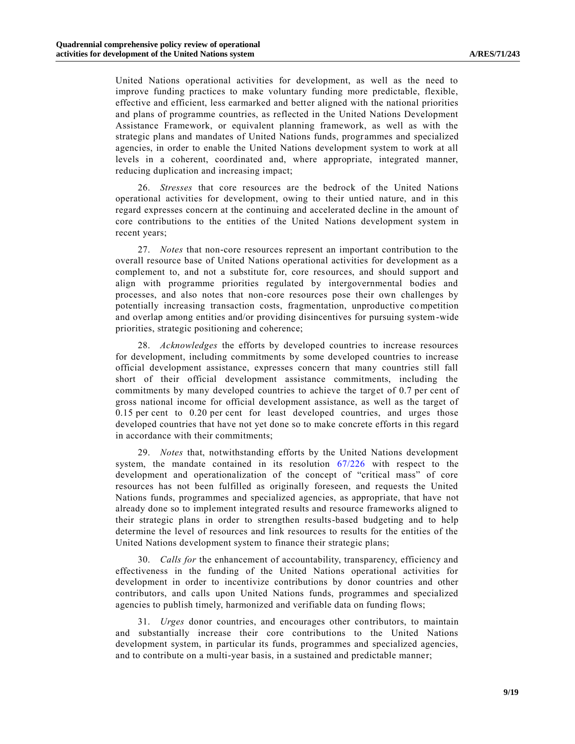United Nations operational activities for development, as well as the need to improve funding practices to make voluntary funding more predictable, flexible, effective and efficient, less earmarked and better aligned with the national priorities and plans of programme countries, as reflected in the United Nations Development Assistance Framework, or equivalent planning framework, as well as with the strategic plans and mandates of United Nations funds, programmes and specialized agencies, in order to enable the United Nations development system to work at all levels in a coherent, coordinated and, where appropriate, integrated manner, reducing duplication and increasing impact;

26. *Stresses* that core resources are the bedrock of the United Nations operational activities for development, owing to their untied nature, and in this regard expresses concern at the continuing and accelerated decline in the amount of core contributions to the entities of the United Nations development system in recent years;

27. *Notes* that non-core resources represent an important contribution to the overall resource base of United Nations operational activities for development as a complement to, and not a substitute for, core resources, and should support and align with programme priorities regulated by intergovernmental bodies and processes, and also notes that non-core resources pose their own challenges by potentially increasing transaction costs, fragmentation, unproductive competition and overlap among entities and/or providing disincentives for pursuing system-wide priorities, strategic positioning and coherence;

28. *Acknowledges* the efforts by developed countries to increase resources for development, including commitments by some developed countries to increase official development assistance, expresses concern that many countries still fall short of their official development assistance commitments, including the commitments by many developed countries to achieve the target of 0.7 per cent of gross national income for official development assistance, as well as the target of 0.15 per cent to 0.20 per cent for least developed countries, and urges those developed countries that have not yet done so to make concrete efforts in this regard in accordance with their commitments;

29. *Notes* that, notwithstanding efforts by the United Nations development system, the mandate contained in its resolution 67/226 with respect to the development and operationalization of the concept of "critical mass" of core resources has not been fulfilled as originally foreseen, and requests the United Nations funds, programmes and specialized agencies, as appropriate, that have not already done so to implement integrated results and resource frameworks aligned to their strategic plans in order to strengthen results-based budgeting and to help determine the level of resources and link resources to results for the entities of the United Nations development system to finance their strategic plans;

30. *Calls for* the enhancement of accountability, transparency, efficiency and effectiveness in the funding of the United Nations operational activities for development in order to incentivize contributions by donor countries and other contributors, and calls upon United Nations funds, programmes and specialized agencies to publish timely, harmonized and verifiable data on funding flows;

31. *Urges* donor countries, and encourages other contributors, to maintain and substantially increase their core contributions to the United Nations development system, in particular its funds, programmes and specialized agencies, and to contribute on a multi-year basis, in a sustained and predictable manner;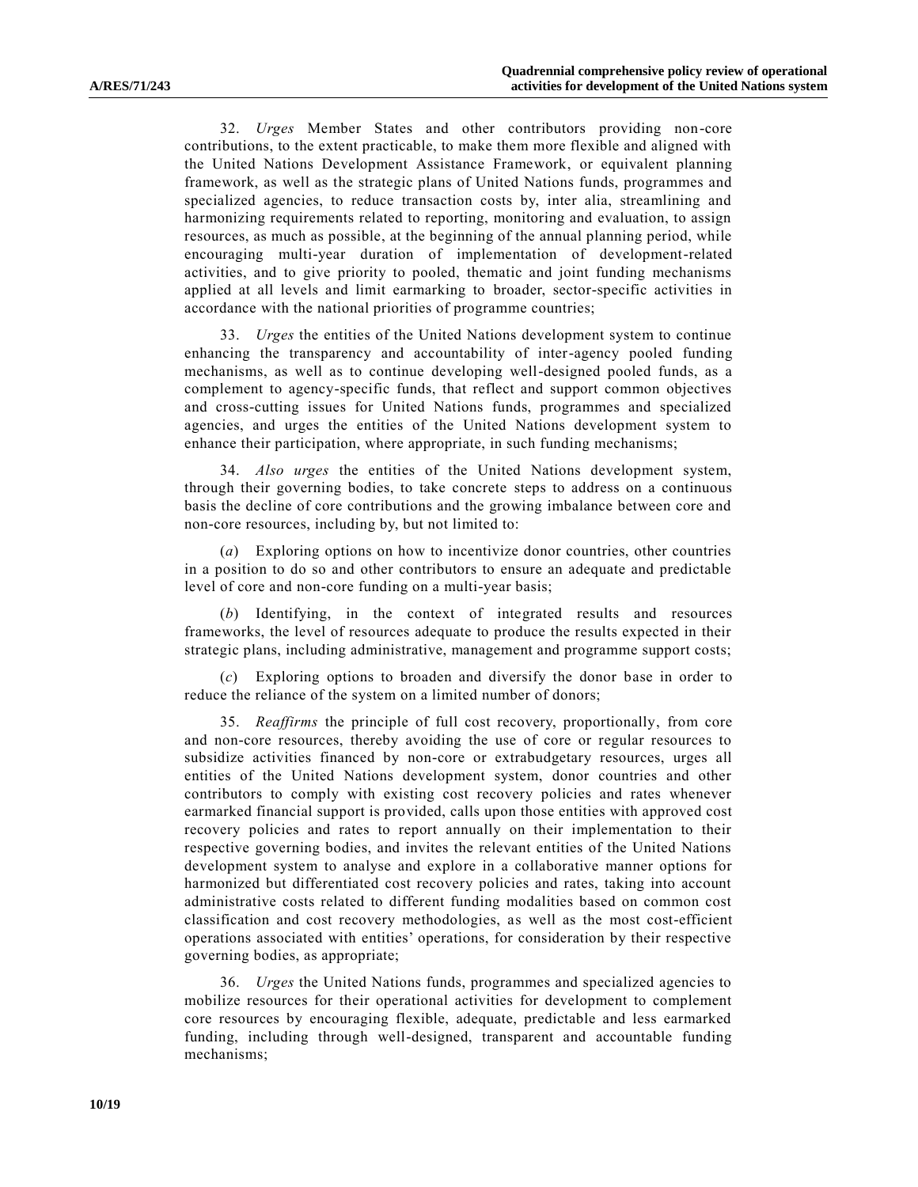32. *Urges* Member States and other contributors providing non-core contributions, to the extent practicable, to make them more flexible and aligned with the United Nations Development Assistance Framework, or equivalent planning framework, as well as the strategic plans of United Nations funds, programmes and specialized agencies, to reduce transaction costs by, inter alia, streamlining and harmonizing requirements related to reporting, monitoring and evaluation, to assign resources, as much as possible, at the beginning of the annual planning period, while encouraging multi-year duration of implementation of development-related activities, and to give priority to pooled, thematic and joint funding mechanisms applied at all levels and limit earmarking to broader, sector-specific activities in accordance with the national priorities of programme countries;

33. *Urges* the entities of the United Nations development system to continue enhancing the transparency and accountability of inter-agency pooled funding mechanisms, as well as to continue developing well-designed pooled funds, as a complement to agency-specific funds, that reflect and support common objectives and cross-cutting issues for United Nations funds, programmes and specialized agencies, and urges the entities of the United Nations development system to enhance their participation, where appropriate, in such funding mechanisms;

34. *Also urges* the entities of the United Nations development system, through their governing bodies, to take concrete steps to address on a continuous basis the decline of core contributions and the growing imbalance between core and non-core resources, including by, but not limited to:

(*a*) Exploring options on how to incentivize donor countries, other countries in a position to do so and other contributors to ensure an adequate and predictable level of core and non-core funding on a multi-year basis;

(*b*) Identifying, in the context of integrated results and resources frameworks, the level of resources adequate to produce the results expected in their strategic plans, including administrative, management and programme support costs;

(*c*) Exploring options to broaden and diversify the donor base in order to reduce the reliance of the system on a limited number of donors;

35. *Reaffirms* the principle of full cost recovery, proportionally, from core and non-core resources, thereby avoiding the use of core or regular resources to subsidize activities financed by non-core or extrabudgetary resources, urges all entities of the United Nations development system, donor countries and other contributors to comply with existing cost recovery policies and rates whenever earmarked financial support is provided, calls upon those entities with approved cost recovery policies and rates to report annually on their implementation to their respective governing bodies, and invites the relevant entities of the United Nations development system to analyse and explore in a collaborative manner options for harmonized but differentiated cost recovery policies and rates, taking into account administrative costs related to different funding modalities based on common cost classification and cost recovery methodologies, as well as the most cost-efficient operations associated with entities' operations, for consideration by their respective governing bodies, as appropriate;

36. *Urges* the United Nations funds, programmes and specialized agencies to mobilize resources for their operational activities for development to complement core resources by encouraging flexible, adequate, predictable and less earmarked funding, including through well-designed, transparent and accountable funding mechanisms;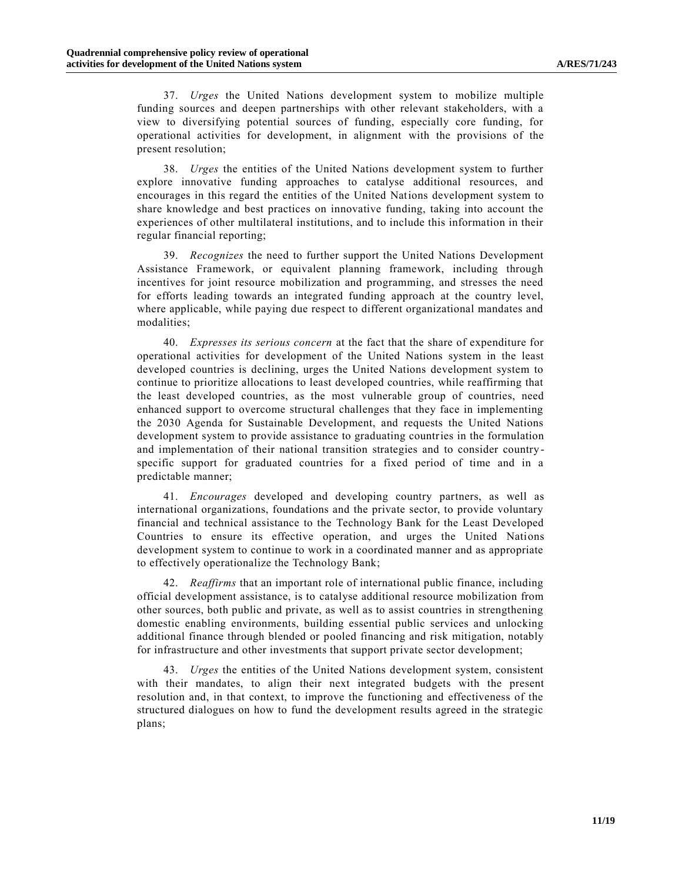37. *Urges* the United Nations development system to mobilize multiple funding sources and deepen partnerships with other relevant stakeholders, with a view to diversifying potential sources of funding, especially core funding, for operational activities for development, in alignment with the provisions of the present resolution;

38. *Urges* the entities of the United Nations development system to further explore innovative funding approaches to catalyse additional resources, and encourages in this regard the entities of the United Nations development system to share knowledge and best practices on innovative funding, taking into account the experiences of other multilateral institutions, and to include this information in their regular financial reporting;

39. *Recognizes* the need to further support the United Nations Development Assistance Framework, or equivalent planning framework, including through incentives for joint resource mobilization and programming, and stresses the need for efforts leading towards an integrated funding approach at the country level, where applicable, while paying due respect to different organizational mandates and modalities;

40. *Expresses its serious concern* at the fact that the share of expenditure for operational activities for development of the United Nations system in the least developed countries is declining, urges the United Nations development system to continue to prioritize allocations to least developed countries, while reaffirming that the least developed countries, as the most vulnerable group of countries, need enhanced support to overcome structural challenges that they face in implementing the 2030 Agenda for Sustainable Development, and requests the United Nations development system to provide assistance to graduating countries in the formulation and implementation of their national transition strategies and to consider country-specific support for graduated countries for a fixed period of time and in a predictable manner;

41. *Encourages* developed and developing country partners, as well as international organizations, foundations and the private sector, to provide voluntary financial and technical assistance to the Technology Bank for the Least Developed Countries to ensure its effective operation, and urges the United Nations development system to continue to work in a coordinated manner and as appropriate to effectively operationalize the Technology Bank;

42. *Reaffirms* that an important role of international public finance, including official development assistance, is to catalyse additional resource mobilization from other sources, both public and private, as well as to assist countries in strengthening domestic enabling environments, building essential public services and unlocking additional finance through blended or pooled financing and risk mitigation, notably for infrastructure and other investments that support private sector development;

43. *Urges* the entities of the United Nations development system, consistent with their mandates, to align their next integrated budgets with the present resolution and, in that context, to improve the functioning and effectiveness of the structured dialogues on how to fund the development results agreed in the strategic plans;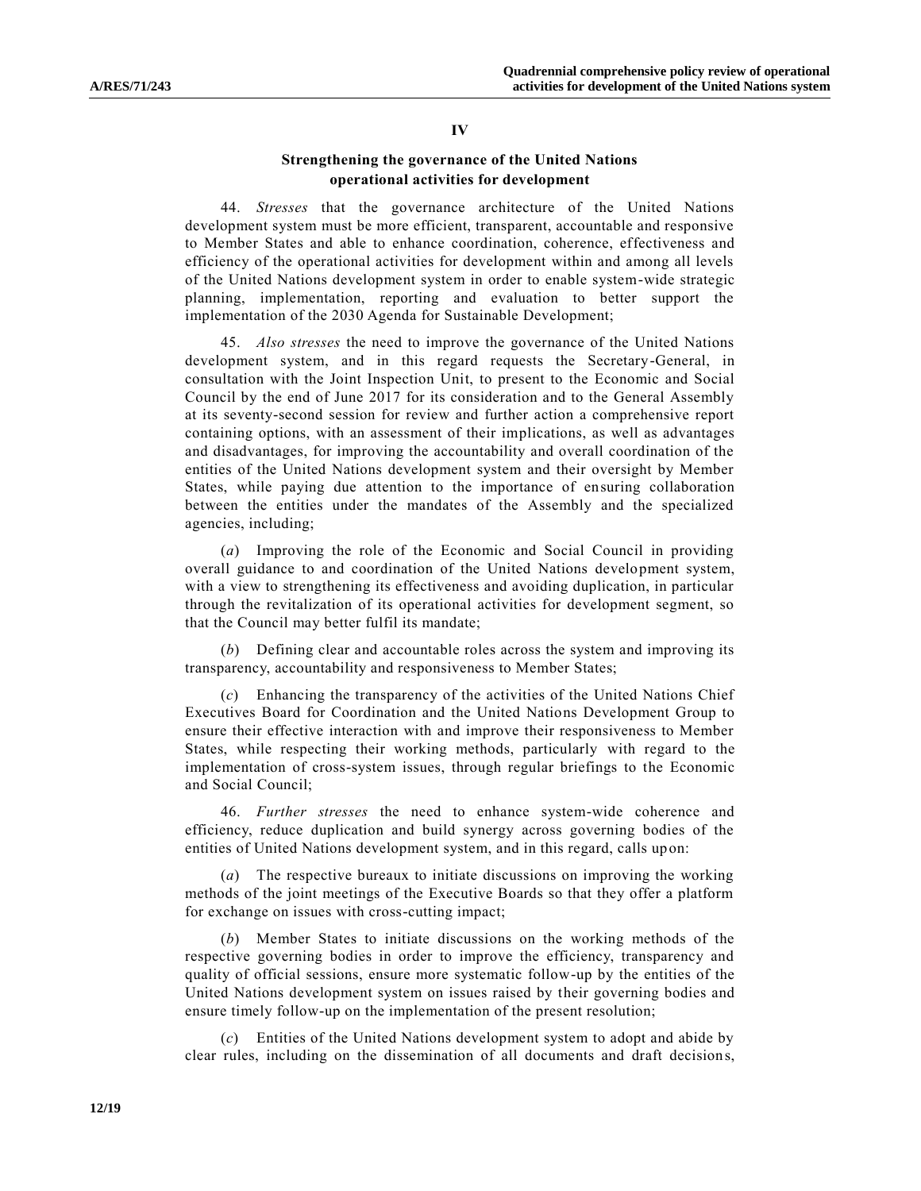## IV

### Strengthening the governance of the United Nations operational activities for development

44. *Stresses* that the governance architecture of the United Nations development system must be more efficient, transparent, accountable and responsive to Member States and able to enhance coordination, coherence, effectiveness and efficiency of the operational activities for development within and among all levels of the United Nations development system in order to enable system-wide strategic planning, implementation, reporting and evaluation to better support the implementation of the 2030 Agenda for Sustainable Development;

45. *Also stresses* the need to improve the governance of the United Nations development system, and in this regard requests the Secretary-General, in consultation with the Joint Inspection Unit, to present to the Economic and Social Council by the end of June 2017 for its consideration and to the General Assembly at its seventy-second session for review and further action a comprehensive report containing options, with an assessment of their implications, as well as advantages and disadvantages, for improving the accountability and overall coordination of the entities of the United Nations development system and their oversight by Member States, while paying due attention to the importance of ensuring collaboration between the entities under the mandates of the Assembly and the specialized agencies, including;

(*a*) Improving the role of the Economic and Social Council in providing overall guidance to and coordination of the United Nations development system, with a view to strengthening its effectiveness and avoiding duplication, in particular through the revitalization of its operational activities for development segment, so that the Council may better fulfil its mandate;

(*b*) Defining clear and accountable roles across the system and improving its transparency, accountability and responsiveness to Member States;

(*c*) Enhancing the transparency of the activities of the United Nations Chief Executives Board for Coordination and the United Nations Development Group to ensure their effective interaction with and improve their responsiveness to Member States, while respecting their working methods, particularly with regard to the implementation of cross-system issues, through regular briefings to the Economic and Social Council;

46. *Further stresses* the need to enhance system-wide coherence and efficiency, reduce duplication and build synergy across governing bodies of the entities of United Nations development system, and in this regard, calls upon:

(*a*) The respective bureaux to initiate discussions on improving the working methods of the joint meetings of the Executive Boards so that they offer a platform for exchange on issues with cross-cutting impact;

(*b*) Member States to initiate discussions on the working methods of the respective governing bodies in order to improve the efficiency, transparency and quality of official sessions, ensure more systematic follow-up by the entities of the United Nations development system on issues raised by their governing bodies and ensure timely follow-up on the implementation of the present resolution;

(*c*) Entities of the United Nations development system to adopt and abide by clear rules, including on the dissemination of all documents and draft decisions,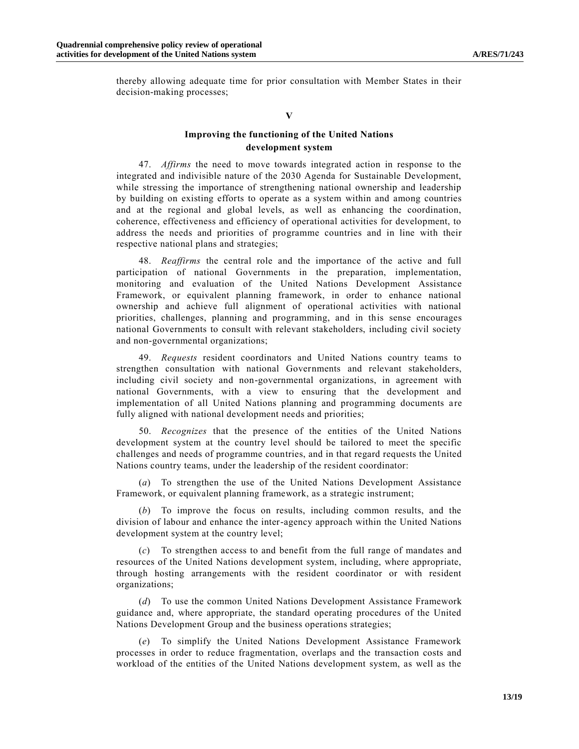thereby allowing adequate time for prior consultation with Member States in their decision-making processes;

## V

## Improving the functioning of the United Nations development system

47. *Affirms* the need to move towards integrated action in response to the integrated and indivisible nature of the 2030 Agenda for Sustainable Development, while stressing the importance of strengthening national ownership and leadership by building on existing efforts to operate as a system within and among countries and at the regional and global levels, as well as enhancing the coordination, coherence, effectiveness and efficiency of operational activities for development, to address the needs and priorities of programme countries and in line with their respective national plans and strategies;

48. *Reaffirms* the central role and the importance of the active and full participation of national Governments in the preparation, implementation, monitoring and evaluation of the United Nations Development Assistance Framework, or equivalent planning framework, in order to enhance national ownership and achieve full alignment of operational activities with national priorities, challenges, planning and programming, and in this sense encourages national Governments to consult with relevant stakeholders, including civil society and non-governmental organizations;

49. *Requests* resident coordinators and United Nations country teams to strengthen consultation with national Governments and relevant stakeholders, including civil society and non-governmental organizations, in agreement with national Governments, with a view to ensuring that the development and implementation of all United Nations planning and programming documents are fully aligned with national development needs and priorities;

50. *Recognizes* that the presence of the entities of the United Nations development system at the country level should be tailored to meet the specific challenges and needs of programme countries, and in that regard requests the United Nations country teams, under the leadership of the resident coordinator:

(*a*) To strengthen the use of the United Nations Development Assistance Framework, or equivalent planning framework, as a strategic instrument;

(*b*) To improve the focus on results, including common results, and the division of labour and enhance the inter-agency approach within the United Nations development system at the country level;

(*c*) To strengthen access to and benefit from the full range of mandates and resources of the United Nations development system, including, where appropriate, through hosting arrangements with the resident coordinator or with resident organizations;

(*d*) To use the common United Nations Development Assistance Framework guidance and, where appropriate, the standard operating procedures of the United Nations Development Group and the business operations strategies;

(*e*) To simplify the United Nations Development Assistance Framework processes in order to reduce fragmentation, overlaps and the transaction costs and workload of the entities of the United Nations development system, as well as the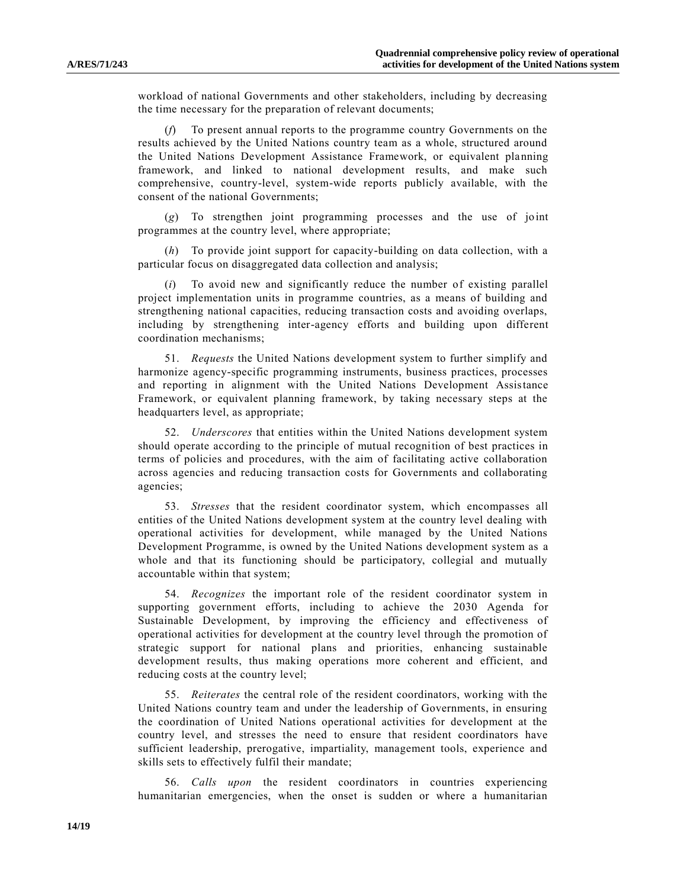workload of national Governments and other stakeholders, including by decreasing the time necessary for the preparation of relevant documents;

(*f*) To present annual reports to the programme country Governments on the results achieved by the United Nations country team as a whole, structured around the United Nations Development Assistance Framework, or equivalent planning framework, and linked to national development results, and make such comprehensive, country-level, system-wide reports publicly available, with the consent of the national Governments;

(*g*) To strengthen joint programming processes and the use of joint programmes at the country level, where appropriate;

(*h*) To provide joint support for capacity-building on data collection, with a particular focus on disaggregated data collection and analysis;

(*i*) To avoid new and significantly reduce the number of existing parallel project implementation units in programme countries, as a means of building and strengthening national capacities, reducing transaction costs and avoiding overlaps, including by strengthening inter-agency efforts and building upon different coordination mechanisms;

51. *Requests* the United Nations development system to further simplify and harmonize agency-specific programming instruments, business practices, processes and reporting in alignment with the United Nations Development Assistance Framework, or equivalent planning framework, by taking necessary steps at the headquarters level, as appropriate;

52. *Underscores* that entities within the United Nations development system should operate according to the principle of mutual recognition of best practices in terms of policies and procedures, with the aim of facilitating active collaboration across agencies and reducing transaction costs for Governments and collaborating agencies;

53. *Stresses* that the resident coordinator system, which encompasses all entities of the United Nations development system at the country level dealing with operational activities for development, while managed by the United Nations Development Programme, is owned by the United Nations development system as a whole and that its functioning should be participatory, collegial and mutually accountable within that system;

54. *Recognizes* the important role of the resident coordinator system in supporting government efforts, including to achieve the 2030 Agenda for Sustainable Development, by improving the efficiency and effectiveness of operational activities for development at the country level through the promotion of strategic support for national plans and priorities, enhancing sustainable development results, thus making operations more coherent and efficient, and reducing costs at the country level;

55. *Reiterates* the central role of the resident coordinators, working with the United Nations country team and under the leadership of Governments, in ensuring the coordination of United Nations operational activities for development at the country level, and stresses the need to ensure that resident coordinators have sufficient leadership, prerogative, impartiality, management tools, experience and skills sets to effectively fulfil their mandate;

56. *Calls upon* the resident coordinators in countries experiencing humanitarian emergencies, when the onset is sudden or where a humanitarian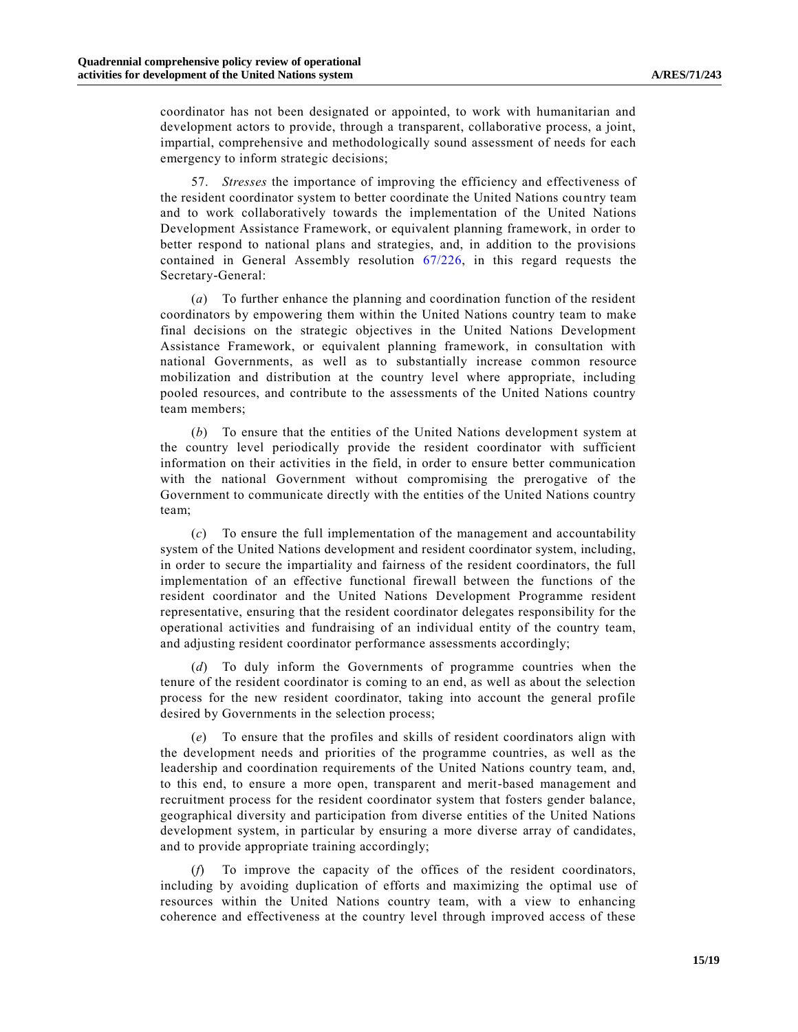coordinator has not been designated or appointed, to work with humanitarian and development actors to provide, through a transparent, collaborative process, a joint, impartial, comprehensive and methodologically sound assessment of needs for each emergency to inform strategic decisions;

57. *Stresses* the importance of improving the efficiency and effectiveness of the resident coordinator system to better coordinate the United Nations country team and to work collaboratively towards the implementation of the United Nations Development Assistance Framework, or equivalent planning framework, in order to better respond to national plans and strategies, and, in addition to the provisions contained in General Assembly resolution 67/226, in this regard requests the Secretary-General:

(*a*) To further enhance the planning and coordination function of the resident coordinators by empowering them within the United Nations country team to make final decisions on the strategic objectives in the United Nations Development Assistance Framework, or equivalent planning framework, in consultation with national Governments, as well as to substantially increase common resource mobilization and distribution at the country level where appropriate, including pooled resources, and contribute to the assessments of the United Nations country team members;

(*b*) To ensure that the entities of the United Nations development system at the country level periodically provide the resident coordinator with sufficient information on their activities in the field, in order to ensure better communication with the national Government without compromising the prerogative of the Government to communicate directly with the entities of the United Nations country team;

(*c*) To ensure the full implementation of the management and accountability system of the United Nations development and resident coordinator system, including, in order to secure the impartiality and fairness of the resident coordinators, the full implementation of an effective functional firewall between the functions of the resident coordinator and the United Nations Development Programme resident representative, ensuring that the resident coordinator delegates responsibility for the operational activities and fundraising of an individual entity of the country team, and adjusting resident coordinator performance assessments accordingly;

(*d*) To duly inform the Governments of programme countries when the tenure of the resident coordinator is coming to an end, as well as about the selection process for the new resident coordinator, taking into account the general profile desired by Governments in the selection process;

(*e*) To ensure that the profiles and skills of resident coordinators align with the development needs and priorities of the programme countries, as well as the leadership and coordination requirements of the United Nations country team, and, to this end, to ensure a more open, transparent and merit-based management and recruitment process for the resident coordinator system that fosters gender balance, geographical diversity and participation from diverse entities of the United Nations development system, in particular by ensuring a more diverse array of candidates, and to provide appropriate training accordingly;

(*f*) To improve the capacity of the offices of the resident coordinators, including by avoiding duplication of efforts and maximizing the optimal use of resources within the United Nations country team, with a view to enhancing coherence and effectiveness at the country level through improved access of these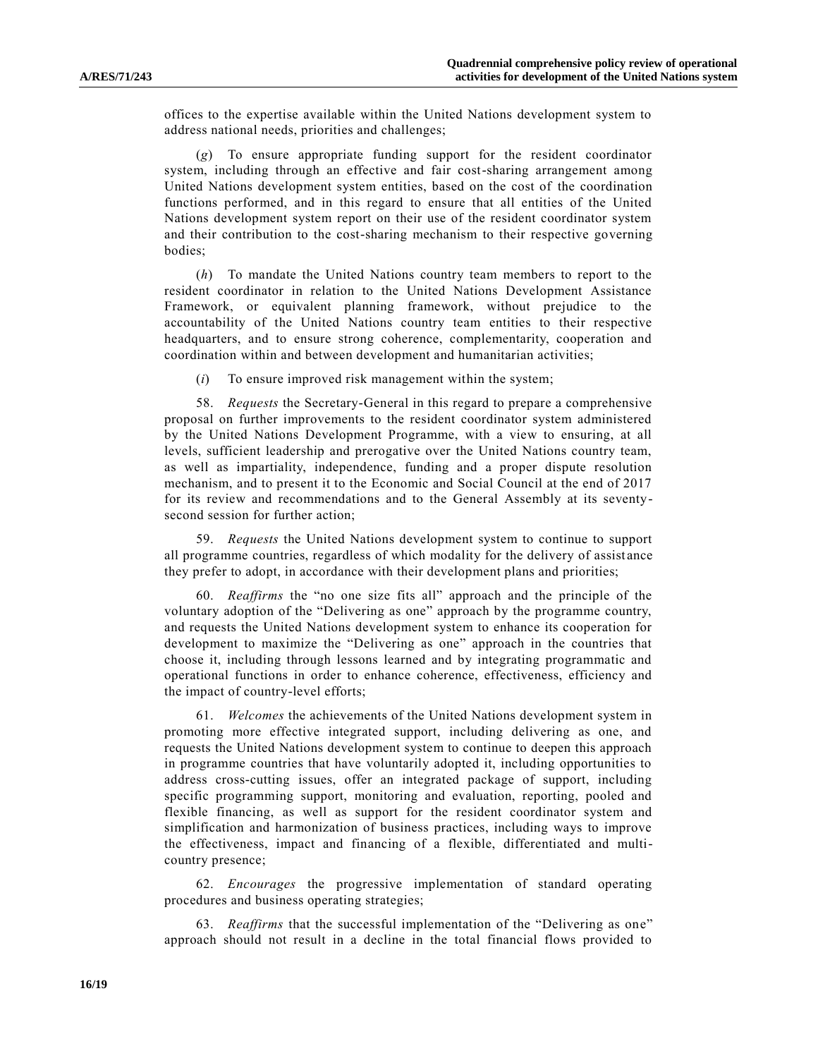offices to the expertise available within the United Nations development system to address national needs, priorities and challenges;

(*g*) To ensure appropriate funding support for the resident coordinator system, including through an effective and fair cost-sharing arrangement among United Nations development system entities, based on the cost of the coordination functions performed, and in this regard to ensure that all entities of the United Nations development system report on their use of the resident coordinator system and their contribution to the cost-sharing mechanism to their respective governing bodies;

(*h*) To mandate the United Nations country team members to report to the resident coordinator in relation to the United Nations Development Assistance Framework, or equivalent planning framework, without prejudice to the accountability of the United Nations country team entities to their respective headquarters, and to ensure strong coherence, complementarity, cooperation and coordination within and between development and humanitarian activities;

(*i*) To ensure improved risk management within the system;

58. *Requests* the Secretary-General in this regard to prepare a comprehensive proposal on further improvements to the resident coordinator system administered by the United Nations Development Programme, with a view to ensuring, at all levels, sufficient leadership and prerogative over the United Nations country team, as well as impartiality, independence, funding and a proper dispute resolution mechanism, and to present it to the Economic and Social Council at the end of 2017 for its review and recommendations and to the General Assembly at its seventy-second session for further action;

59. *Requests* the United Nations development system to continue to support all programme countries, regardless of which modality for the delivery of assistance they prefer to adopt, in accordance with their development plans and priorities;

60. *Reaffirms* the "no one size fits all" approach and the principle of the voluntary adoption of the "Delivering as one" approach by the programme country, and requests the United Nations development system to enhance its cooperation for development to maximize the "Delivering as one" approach in the countries that choose it, including through lessons learned and by integrating programmatic and operational functions in order to enhance coherence, effectiveness, efficiency and the impact of country-level efforts;

61. *Welcomes* the achievements of the United Nations development system in promoting more effective integrated support, including delivering as one, and requests the United Nations development system to continue to deepen this approach in programme countries that have voluntarily adopted it, including opportunities to address cross-cutting issues, offer an integrated package of support, including specific programming support, monitoring and evaluation, reporting, pooled and flexible financing, as well as support for the resident coordinator system and simplification and harmonization of business practices, including ways to improve the effectiveness, impact and financing of a flexible, differentiated and multi-country presence;

62. *Encourages* the progressive implementation of standard operating procedures and business operating strategies;

63. *Reaffirms* that the successful implementation of the "Delivering as one" approach should not result in a decline in the total financial flows provided to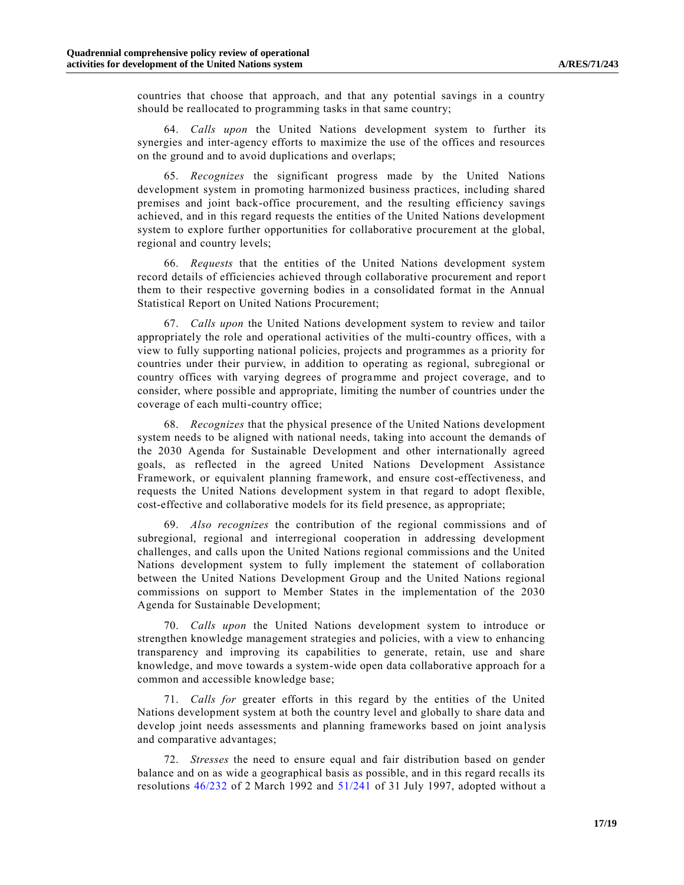countries that choose that approach, and that any potential savings in a country should be reallocated to programming tasks in that same country;

64. *Calls upon* the United Nations development system to further its synergies and inter-agency efforts to maximize the use of the offices and resources on the ground and to avoid duplications and overlaps;

65. *Recognizes* the significant progress made by the United Nations development system in promoting harmonized business practices, including shared premises and joint back-office procurement, and the resulting efficiency savings achieved, and in this regard requests the entities of the United Nations development system to explore further opportunities for collaborative procurement at the global, regional and country levels;

66. *Requests* that the entities of the United Nations development system record details of efficiencies achieved through collaborative procurement and report them to their respective governing bodies in a consolidated format in the Annual Statistical Report on United Nations Procurement;

67. *Calls upon* the United Nations development system to review and tailor appropriately the role and operational activities of the multi-country offices, with a view to fully supporting national policies, projects and programmes as a priority for countries under their purview, in addition to operating as regional, subregional or country offices with varying degrees of programme and project coverage, and to consider, where possible and appropriate, limiting the number of countries under the coverage of each multi-country office;

68. *Recognizes* that the physical presence of the United Nations development system needs to be aligned with national needs, taking into account the demands of the 2030 Agenda for Sustainable Development and other internationally agreed goals, as reflected in the agreed United Nations Development Assistance Framework, or equivalent planning framework, and ensure cost-effectiveness, and requests the United Nations development system in that regard to adopt flexible, cost-effective and collaborative models for its field presence, as appropriate;

69. *Also recognizes* the contribution of the regional commissions and of subregional, regional and interregional cooperation in addressing development challenges, and calls upon the United Nations regional commissions and the United Nations development system to fully implement the statement of collaboration between the United Nations Development Group and the United Nations regional commissions on support to Member States in the implementation of the 2030 Agenda for Sustainable Development;

70. *Calls upon* the United Nations development system to introduce or strengthen knowledge management strategies and policies, with a view to enhancing transparency and improving its capabilities to generate, retain, use and share knowledge, and move towards a system-wide open data collaborative approach for a common and accessible knowledge base;

71. *Calls for* greater efforts in this regard by the entities of the United Nations development system at both the country level and globally to share data and develop joint needs assessments and planning frameworks based on joint analysis and comparative advantages;

72. *Stresses* the need to ensure equal and fair distribution based on gender balance and on as wide a geographical basis as possible, and in this regard recalls its resolutions 46/232 of 2 March 1992 and 51/241 of 31 July 1997, adopted without a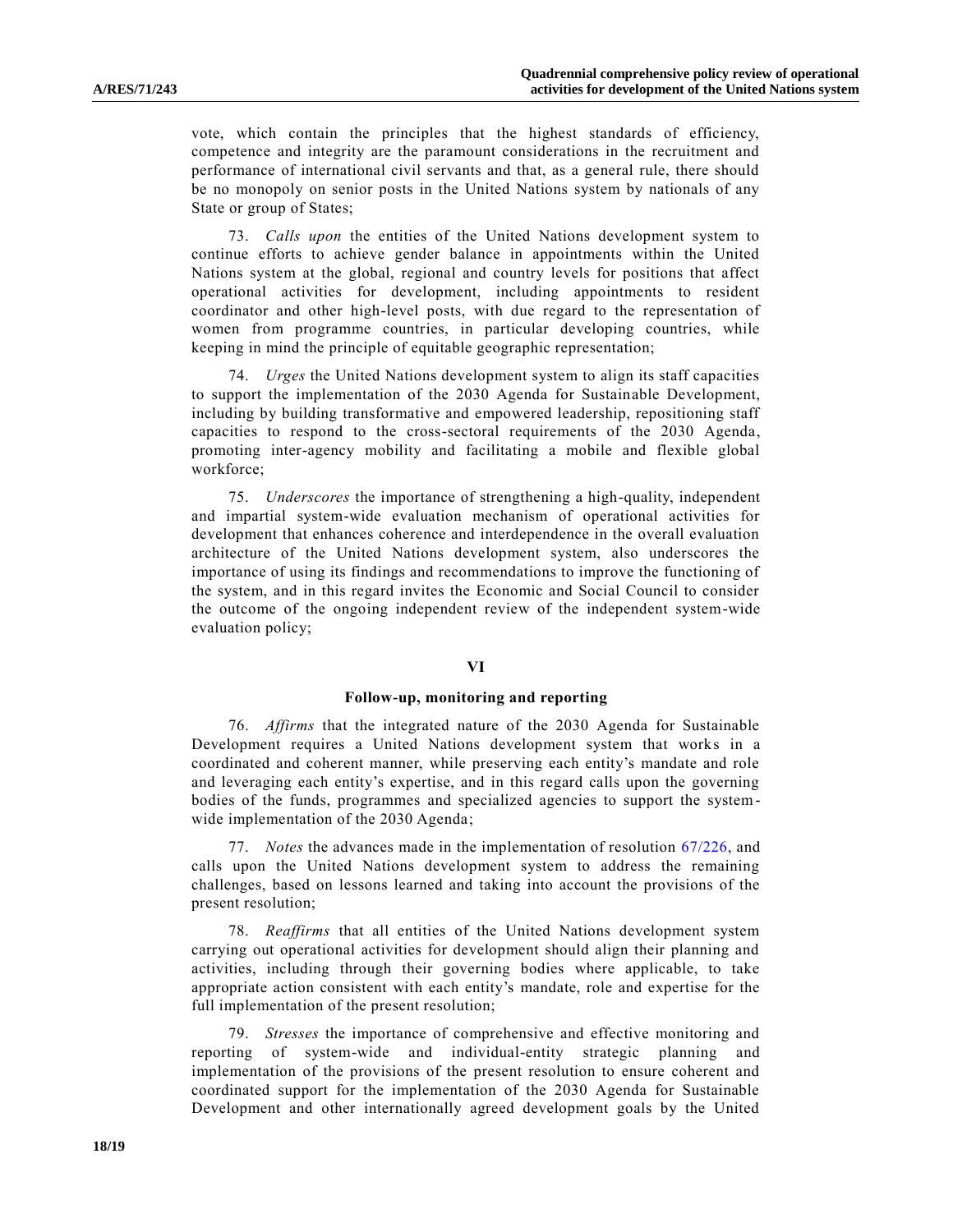vote, which contain the principles that the highest standards of efficiency, competence and integrity are the paramount considerations in the recruitment and performance of international civil servants and that, as a general rule, there should be no monopoly on senior posts in the United Nations system by nationals of any State or group of States;

73. *Calls upon* the entities of the United Nations development system to continue efforts to achieve gender balance in appointments within the United Nations system at the global, regional and country levels for positions that affect operational activities for development, including appointments to resident coordinator and other high-level posts, with due regard to the representation of women from programme countries, in particular developing countries, while keeping in mind the principle of equitable geographic representation;

74. *Urges* the United Nations development system to align its staff capacities to support the implementation of the 2030 Agenda for Sustainable Development, including by building transformative and empowered leadership, repositioning staff capacities to respond to the cross-sectoral requirements of the 2030 Agenda, promoting inter-agency mobility and facilitating a mobile and flexible global workforce;

75. *Underscores* the importance of strengthening a high-quality, independent and impartial system-wide evaluation mechanism of operational activities for development that enhances coherence and interdependence in the overall evaluation architecture of the United Nations development system, also underscores the importance of using its findings and recommendations to improve the functioning of the system, and in this regard invites the Economic and Social Council to consider the outcome of the ongoing independent review of the independent system-wide evaluation policy;

## VI

### Follow-up, monitoring and reporting

76. *Affirms* that the integrated nature of the 2030 Agenda for Sustainable Development requires a United Nations development system that works in a coordinated and coherent manner, while preserving each entity's mandate and role and leveraging each entity's expertise, and in this regard calls upon the governing bodies of the funds, programmes and specialized agencies to support the system-wide implementation of the 2030 Agenda;

77. *Notes* the advances made in the implementation of resolution 67/226, and calls upon the United Nations development system to address the remaining challenges, based on lessons learned and taking into account the provisions of the present resolution;

78. *Reaffirms* that all entities of the United Nations development system carrying out operational activities for development should align their planning and activities, including through their governing bodies where applicable, to take appropriate action consistent with each entity's mandate, role and expertise for the full implementation of the present resolution;

79. *Stresses* the importance of comprehensive and effective monitoring and reporting of system-wide and individual-entity strategic planning and implementation of the provisions of the present resolution to ensure coherent and coordinated support for the implementation of the 2030 Agenda for Sustainable Development and other internationally agreed development goals by the United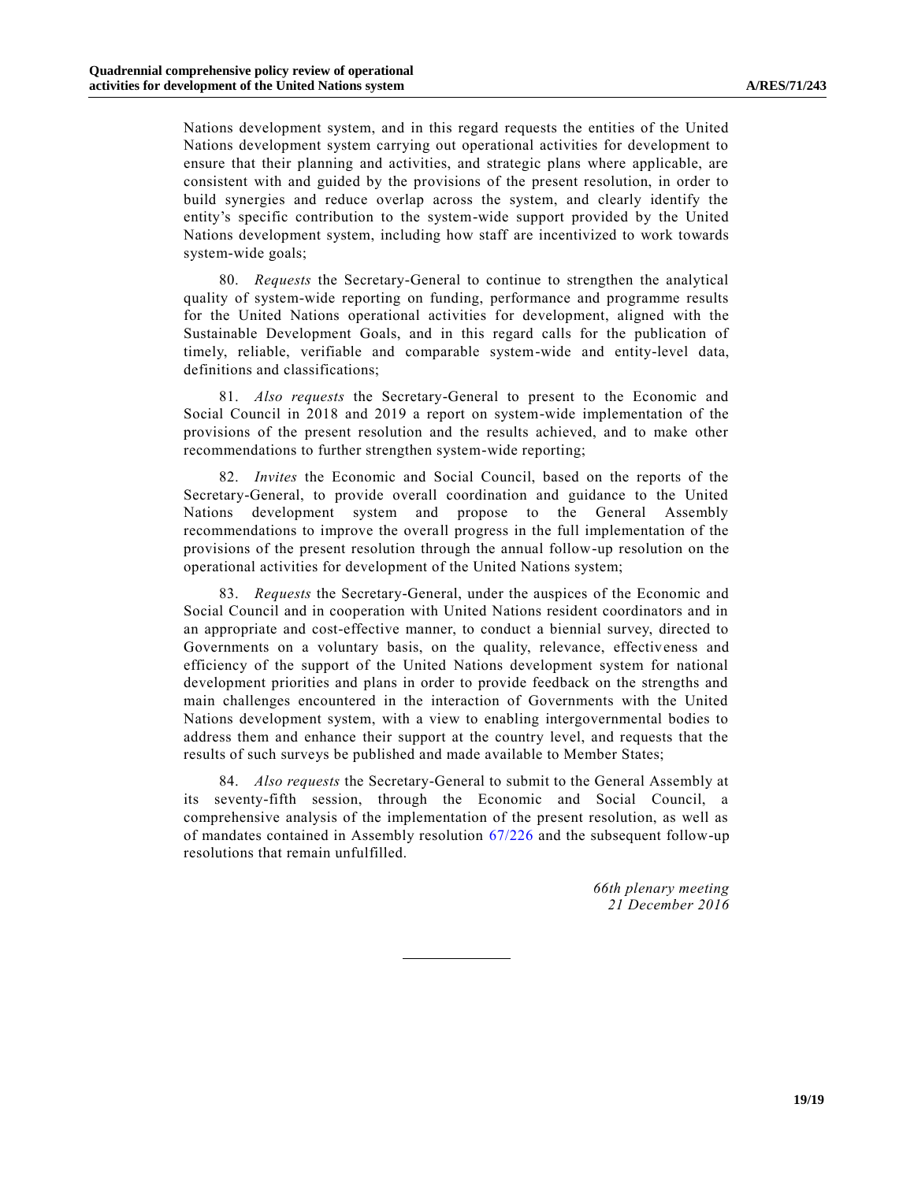Nations development system, and in this regard requests the entities of the United Nations development system carrying out operational activities for development to ensure that their planning and activities, and strategic plans where applicable, are consistent with and guided by the provisions of the present resolution, in order to build synergies and reduce overlap across the system, and clearly identify the entity's specific contribution to the system-wide support provided by the United Nations development system, including how staff are incentivized to work towards system-wide goals;

80. *Requests* the Secretary-General to continue to strengthen the analytical quality of system-wide reporting on funding, performance and programme results for the United Nations operational activities for development, aligned with the Sustainable Development Goals, and in this regard calls for the publication of timely, reliable, verifiable and comparable system-wide and entity-level data, definitions and classifications;

81. *Also requests* the Secretary-General to present to the Economic and Social Council in 2018 and 2019 a report on system-wide implementation of the provisions of the present resolution and the results achieved, and to make other recommendations to further strengthen system-wide reporting;

82. *Invites* the Economic and Social Council, based on the reports of the Secretary-General, to provide overall coordination and guidance to the United Nations development system and propose to the General Assembly recommendations to improve the overall progress in the full implementation of the provisions of the present resolution through the annual follow-up resolution on the operational activities for development of the United Nations system;

83. *Requests* the Secretary-General, under the auspices of the Economic and Social Council and in cooperation with United Nations resident coordinators and in an appropriate and cost-effective manner, to conduct a biennial survey, directed to Governments on a voluntary basis, on the quality, relevance, effectiveness and efficiency of the support of the United Nations development system for national development priorities and plans in order to provide feedback on the strengths and main challenges encountered in the interaction of Governments with the United Nations development system, with a view to enabling intergovernmental bodies to address them and enhance their support at the country level, and requests that the results of such surveys be published and made available to Member States;

84. *Also requests* the Secretary-General to submit to the General Assembly at its seventy-fifth session, through the Economic and Social Council, a comprehensive analysis of the implementation of the present resolution, as well as of mandates contained in Assembly resolution 67/226 and the subsequent follow-up resolutions that remain unfulfilled.

*66th plenary meeting*
*21 December 2016*